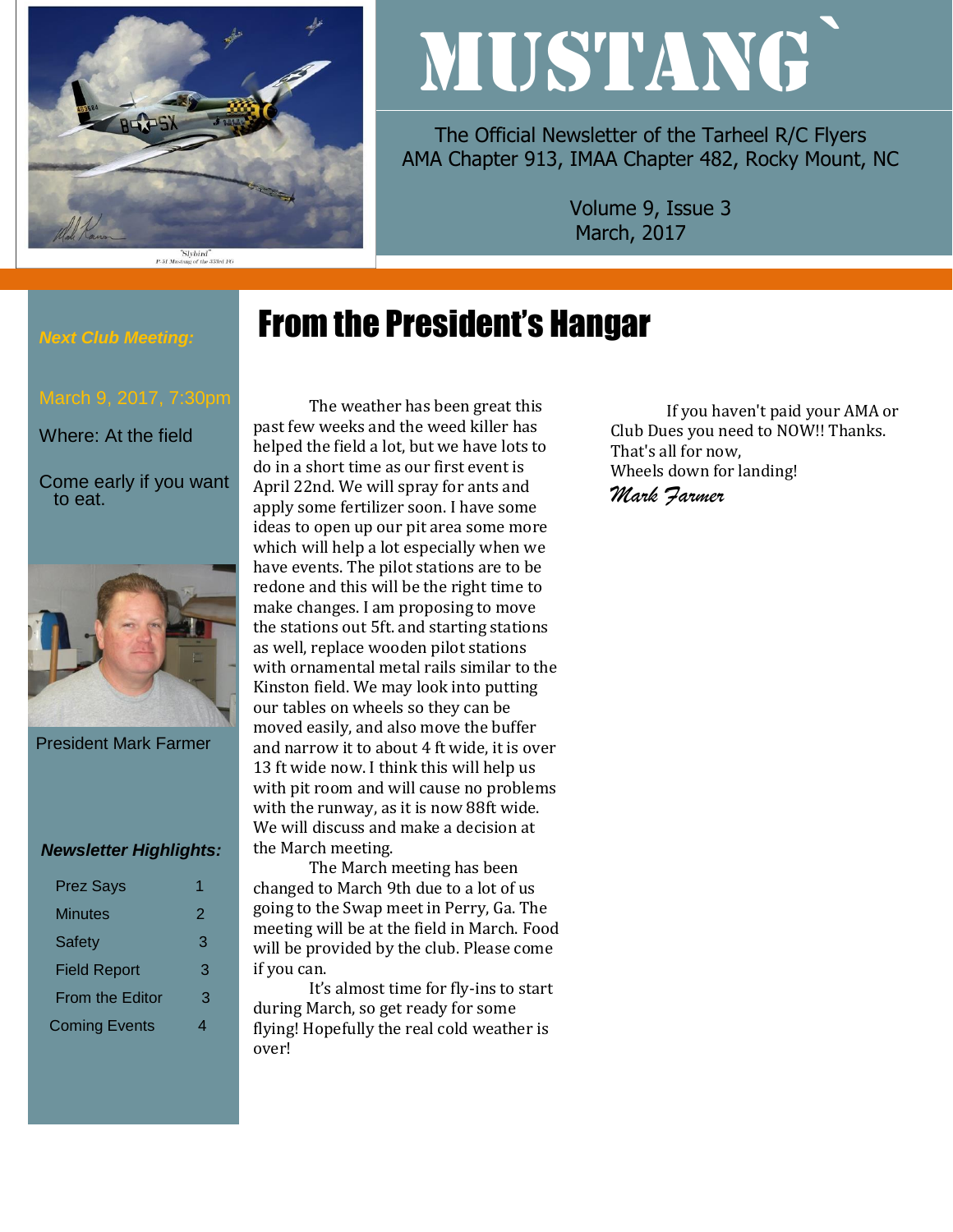# MUSTANG

The Official Newsletter of the Tarheel R/C Flyers
AMA Chapter 913, IMAA Chapter 482, Rocky Mount, NC

Volume 9, Issue 3
March, 2017

***Next Club Meeting:***

March 9, 2017, 7:30pm

Where: At the field

Come early if you want to eat.

President Mark Farmer

***Newsletter Highlights:***

| | |
|---|---|
| Prez Says | 1 |
| Minutes | 2 |
| Safety | 3 |
| Field Report | 3 |
| From the Editor | 3 |
| Coming Events | 4 |

## From the President's Hangar

The weather has been great this past few weeks and the weed killer has helped the field a lot, but we have lots to do in a short time as our first event is April 22nd. We will spray for ants and apply some fertilizer soon. I have some ideas to open up our pit area some more which will help a lot especially when we have events. The pilot stations are to be redone and this will be the right time to make changes. I am proposing to move the stations out 5ft. and starting stations as well, replace wooden pilot stations with ornamental metal rails similar to the Kinston field. We may look into putting our tables on wheels so they can be moved easily, and also move the buffer and narrow it to about 4 ft wide, it is over 13 ft wide now. I think this will help us with pit room and will cause no problems with the runway, as it is now 88ft wide. We will discuss and make a decision at the March meeting.

The March meeting has been changed to March 9th due to a lot of us going to the Swap meet in Perry, Ga. The meeting will be at the field in March. Food will be provided by the club. Please come if you can.

It's almost time for fly-ins to start during March, so get ready for some flying! Hopefully the real cold weather is over!

If you haven't paid your AMA or Club Dues you need to NOW!! Thanks.
That's all for now,
Wheels down for landing!

*Mark Farmer*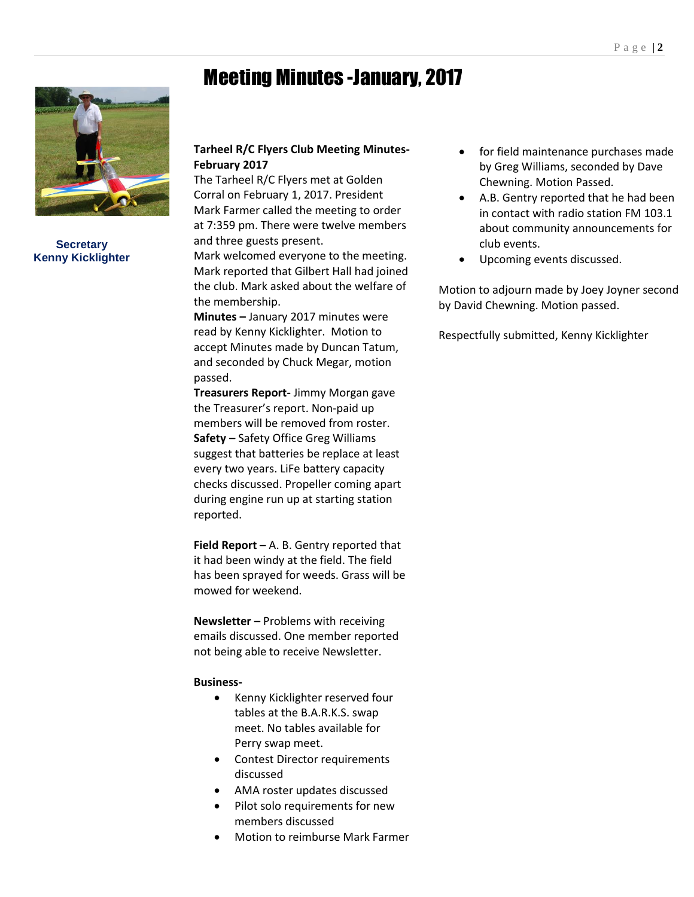# Meeting Minutes -January, 2017

Secretary
Kenny Kicklighter

**Tarheel R/C Flyers Club Meeting Minutes- February 2017**

The Tarheel R/C Flyers met at Golden Corral on February 1, 2017. President Mark Farmer called the meeting to order at 7:359 pm. There were twelve members and three guests present.

Mark welcomed everyone to the meeting. Mark reported that Gilbert Hall had joined the club. Mark asked about the welfare of the membership.

**Minutes –** January 2017 minutes were read by Kenny Kicklighter. Motion to accept Minutes made by Duncan Tatum, and seconded by Chuck Megar, motion passed.

**Treasurers Report-** Jimmy Morgan gave the Treasurer's report. Non-paid up members will be removed from roster.

**Safety –** Safety Office Greg Williams suggest that batteries be replace at least every two years. LiFe battery capacity checks discussed. Propeller coming apart during engine run up at starting station reported.

**Field Report –** A. B. Gentry reported that it had been windy at the field. The field has been sprayed for weeds. Grass will be mowed for weekend.

**Newsletter –** Problems with receiving emails discussed. One member reported not being able to receive Newsletter.

**Business-**

- Kenny Kicklighter reserved four tables at the B.A.R.K.S. swap meet. No tables available for Perry swap meet.
- Contest Director requirements discussed
- AMA roster updates discussed
- Pilot solo requirements for new members discussed
- Motion to reimburse Mark Farmer for field maintenance purchases made by Greg Williams, seconded by Dave Chewning. Motion Passed.
- A.B. Gentry reported that he had been in contact with radio station FM 103.1 about community announcements for club events.
- Upcoming events discussed.

Motion to adjourn made by Joey Joyner second by David Chewning. Motion passed.

Respectfully submitted, Kenny Kicklighter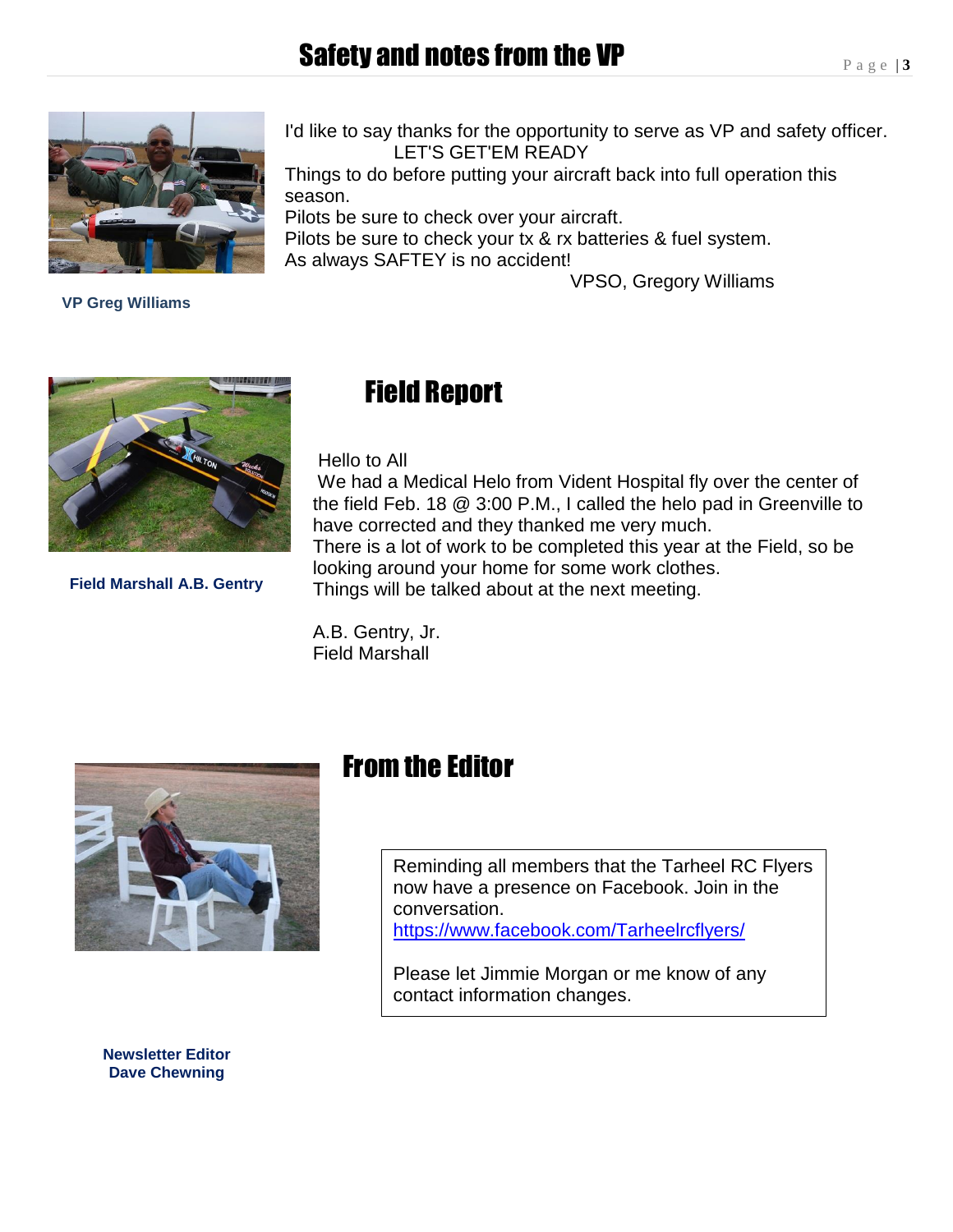# Safety and notes from the VP

I'd like to say thanks for the opportunity to serve as VP and safety officer.

LET'S GET'EM READY

Things to do before putting your aircraft back into full operation this season.

Pilots be sure to check over your aircraft.

Pilots be sure to check your tx & rx batteries & fuel system.

As always SAFTEY is no accident!

VPSO, Gregory Williams

**VP Greg Williams**

## Field Report

Hello to All

We had a Medical Helo from Vident Hospital fly over the center of the field Feb. 18 @ 3:00 P.M., I called the helo pad in Greenville to have corrected and they thanked me very much.

There is a lot of work to be completed this year at the Field, so be looking around your home for some work clothes.

Things will be talked about at the next meeting.

A.B. Gentry, Jr.
Field Marshall

**Field Marshall A.B. Gentry**

## From the Editor

Reminding all members that the Tarheel RC Flyers now have a presence on Facebook. Join in the conversation.
https://www.facebook.com/Tarheelrcflyers/

Please let Jimmie Morgan or me know of any contact information changes.

**Newsletter Editor**
**Dave Chewning**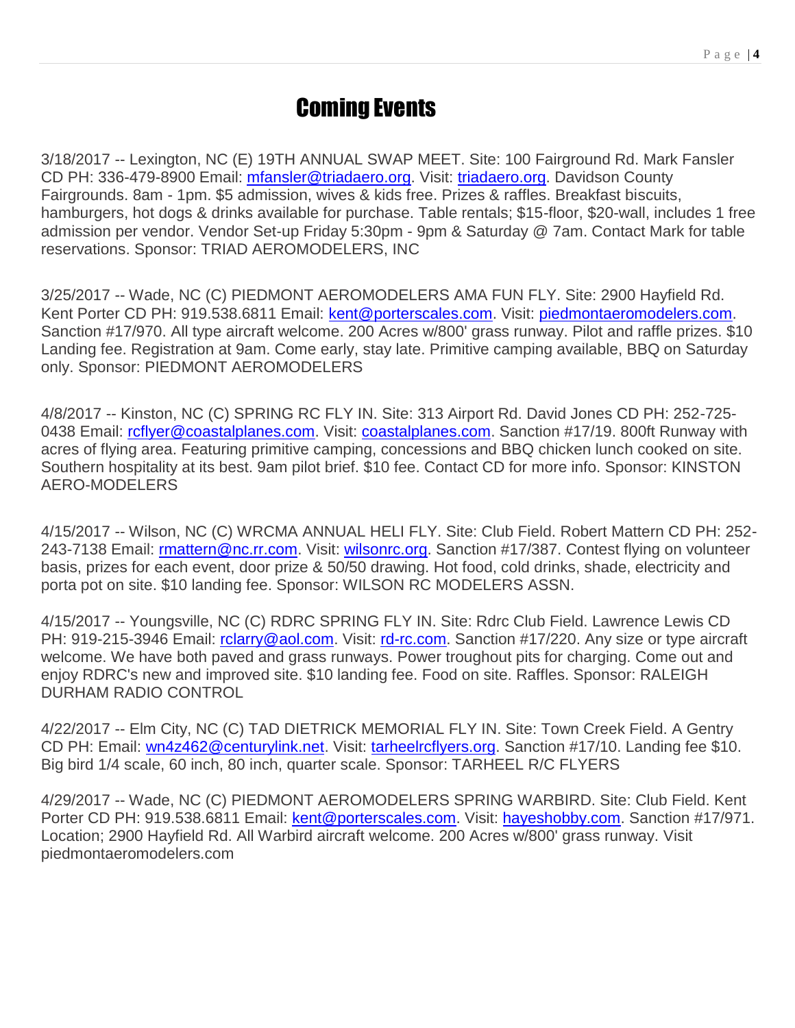# Coming Events

3/18/2017 -- Lexington, NC (E) 19TH ANNUAL SWAP MEET. Site: 100 Fairground Rd. Mark Fansler CD PH: 336-479-8900 Email: mfansler@triadaero.org. Visit: triadaero.org. Davidson County Fairgrounds. 8am - 1pm. $5 admission, wives & kids free. Prizes & raffles. Breakfast biscuits, hamburgers, hot dogs & drinks available for purchase. Table rentals; $15-floor, $20-wall, includes 1 free admission per vendor. Vendor Set-up Friday 5:30pm - 9pm & Saturday @ 7am. Contact Mark for table reservations. Sponsor: TRIAD AEROMODELERS, INC

3/25/2017 -- Wade, NC (C) PIEDMONT AEROMODELERS AMA FUN FLY. Site: 2900 Hayfield Rd. Kent Porter CD PH: 919.538.6811 Email: kent@porterscales.com. Visit: piedmontaeromodelers.com. Sanction #17/970. All type aircraft welcome. 200 Acres w/800' grass runway. Pilot and raffle prizes. $10 Landing fee. Registration at 9am. Come early, stay late. Primitive camping available, BBQ on Saturday only. Sponsor: PIEDMONT AEROMODELERS

4/8/2017 -- Kinston, NC (C) SPRING RC FLY IN. Site: 313 Airport Rd. David Jones CD PH: 252-725-0438 Email: rcflyer@coastalplanes.com. Visit: coastalplanes.com. Sanction #17/19. 800ft Runway with acres of flying area. Featuring primitive camping, concessions and BBQ chicken lunch cooked on site. Southern hospitality at its best. 9am pilot brief. $10 fee. Contact CD for more info. Sponsor: KINSTON AERO-MODELERS

4/15/2017 -- Wilson, NC (C) WRCMA ANNUAL HELI FLY. Site: Club Field. Robert Mattern CD PH: 252-243-7138 Email: rmattern@nc.rr.com. Visit: wilsonrc.org. Sanction #17/387. Contest flying on volunteer basis, prizes for each event, door prize & 50/50 drawing. Hot food, cold drinks, shade, electricity and porta pot on site. $10 landing fee. Sponsor: WILSON RC MODELERS ASSN.

4/15/2017 -- Youngsville, NC (C) RDRC SPRING FLY IN. Site: Rdrc Club Field. Lawrence Lewis CD PH: 919-215-3946 Email: rclarry@aol.com. Visit: rd-rc.com. Sanction #17/220. Any size or type aircraft welcome. We have both paved and grass runways. Power troughout pits for charging. Come out and enjoy RDRC's new and improved site. $10 landing fee. Food on site. Raffles. Sponsor: RALEIGH DURHAM RADIO CONTROL

4/22/2017 -- Elm City, NC (C) TAD DIETRICK MEMORIAL FLY IN. Site: Town Creek Field. A Gentry CD PH: Email: wn4z462@centurylink.net. Visit: tarheelrcflyers.org. Sanction #17/10. Landing fee $10. Big bird 1/4 scale, 60 inch, 80 inch, quarter scale. Sponsor: TARHEEL R/C FLYERS

4/29/2017 -- Wade, NC (C) PIEDMONT AEROMODELERS SPRING WARBIRD. Site: Club Field. Kent Porter CD PH: 919.538.6811 Email: kent@porterscales.com. Visit: hayeshobby.com. Sanction #17/971. Location; 2900 Hayfield Rd. All Warbird aircraft welcome. 200 Acres w/800' grass runway. Visit piedmontaeromodelers.com